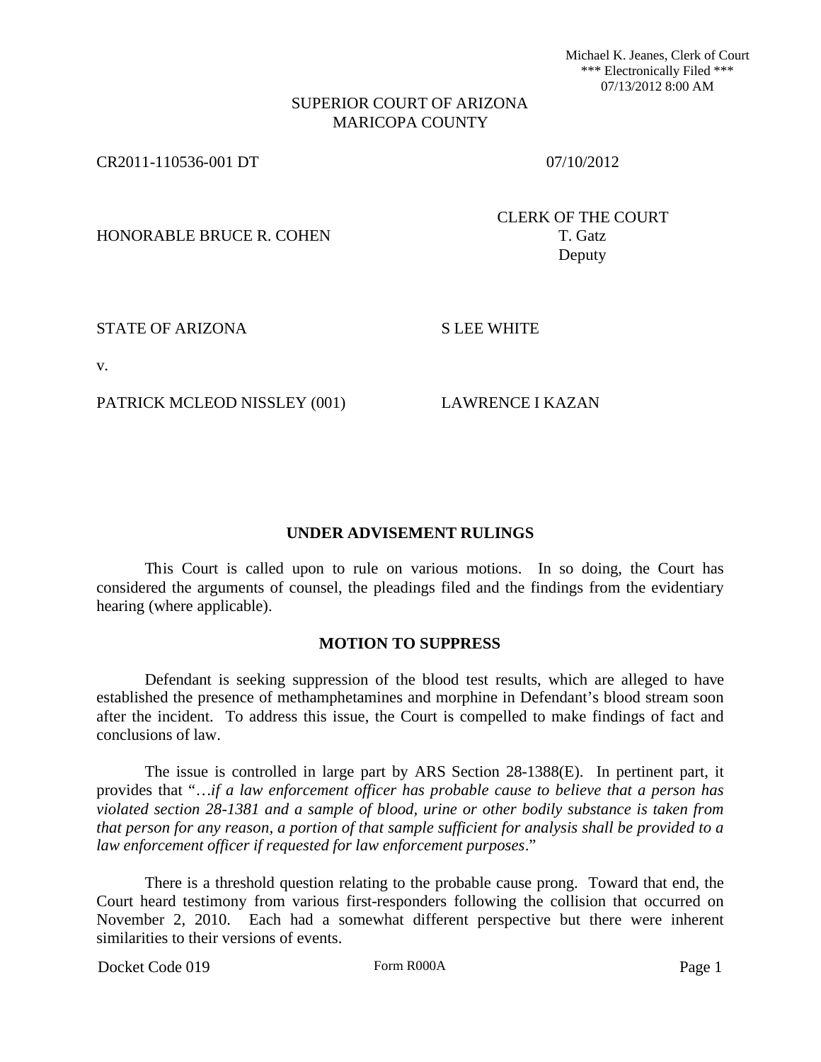Michael K. Jeanes, Clerk of Court
*** Electronically Filed ***
07/13/2012 8:00 AM

SUPERIOR COURT OF ARIZONA
MARICOPA COUNTY

CR2011-110536-001 DT 07/10/2012

HONORABLE BRUCE R. COHEN

CLERK OF THE COURT
T. Gatz
Deputy

STATE OF ARIZONA S LEE WHITE

v.

PATRICK MCLEOD NISSLEY (001) LAWRENCE I KAZAN

## UNDER ADVISEMENT RULINGS

This Court is called upon to rule on various motions. In so doing, the Court has considered the arguments of counsel, the pleadings filed and the findings from the evidentiary hearing (where applicable).

## MOTION TO SUPPRESS

Defendant is seeking suppression of the blood test results, which are alleged to have established the presence of methamphetamines and morphine in Defendant's blood stream soon after the incident. To address this issue, the Court is compelled to make findings of fact and conclusions of law.

The issue is controlled in large part by ARS Section 28-1388(E). In pertinent part, it provides that "*…if a law enforcement officer has probable cause to believe that a person has violated section 28-1381 and a sample of blood, urine or other bodily substance is taken from that person for any reason, a portion of that sample sufficient for analysis shall be provided to a law enforcement officer if requested for law enforcement purposes*."

There is a threshold question relating to the probable cause prong. Toward that end, the Court heard testimony from various first-responders following the collision that occurred on November 2, 2010. Each had a somewhat different perspective but there were inherent similarities to their versions of events.

Docket Code 019 Form R000A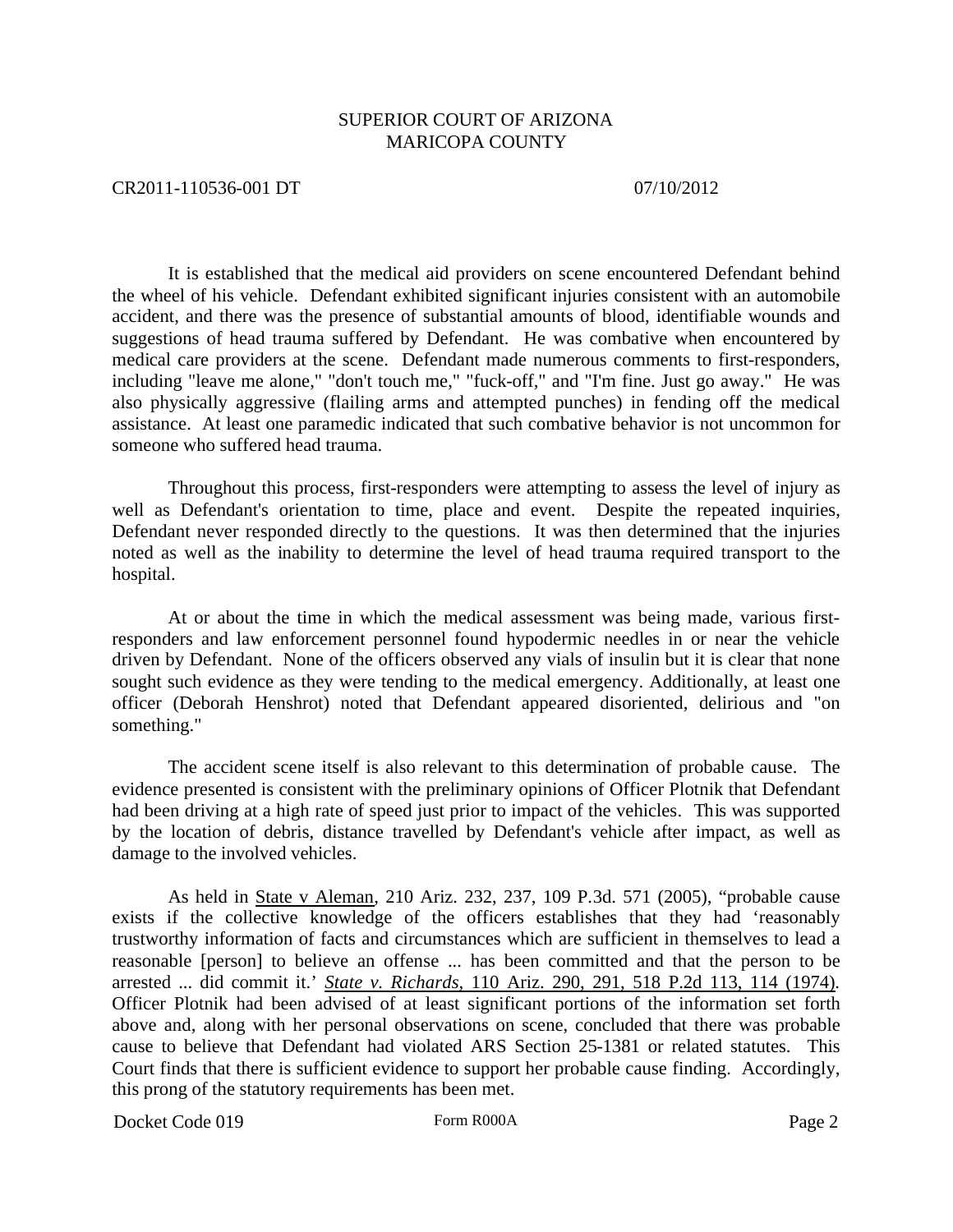It is established that the medical aid providers on scene encountered Defendant behind the wheel of his vehicle. Defendant exhibited significant injuries consistent with an automobile accident, and there was the presence of substantial amounts of blood, identifiable wounds and suggestions of head trauma suffered by Defendant. He was combative when encountered by medical care providers at the scene. Defendant made numerous comments to first-responders, including "leave me alone," "don't touch me," "fuck-off," and "I'm fine. Just go away." He was also physically aggressive (flailing arms and attempted punches) in fending off the medical assistance. At least one paramedic indicated that such combative behavior is not uncommon for someone who suffered head trauma.

Throughout this process, first-responders were attempting to assess the level of injury as well as Defendant's orientation to time, place and event. Despite the repeated inquiries, Defendant never responded directly to the questions. It was then determined that the injuries noted as well as the inability to determine the level of head trauma required transport to the hospital.

At or about the time in which the medical assessment was being made, various first-responders and law enforcement personnel found hypodermic needles in or near the vehicle driven by Defendant. None of the officers observed any vials of insulin but it is clear that none sought such evidence as they were tending to the medical emergency. Additionally, at least one officer (Deborah Henshrot) noted that Defendant appeared disoriented, delirious and "on something."

The accident scene itself is also relevant to this determination of probable cause. The evidence presented is consistent with the preliminary opinions of Officer Plotnik that Defendant had been driving at a high rate of speed just prior to impact of the vehicles. This was supported by the location of debris, distance travelled by Defendant's vehicle after impact, as well as damage to the involved vehicles.

As held in State v Aleman, 210 Ariz. 232, 237, 109 P.3d. 571 (2005), "probable cause exists if the collective knowledge of the officers establishes that they had 'reasonably trustworthy information of facts and circumstances which are sufficient in themselves to lead a reasonable [person] to believe an offense ... has been committed and that the person to be arrested ... did commit it.' *State v. Richards*, 110 Ariz. 290, 291, 518 P.2d 113, 114 (1974). Officer Plotnik had been advised of at least significant portions of the information set forth above and, along with her personal observations on scene, concluded that there was probable cause to believe that Defendant had violated ARS Section 25-1381 or related statutes. This Court finds that there is sufficient evidence to support her probable cause finding. Accordingly, this prong of the statutory requirements has been met.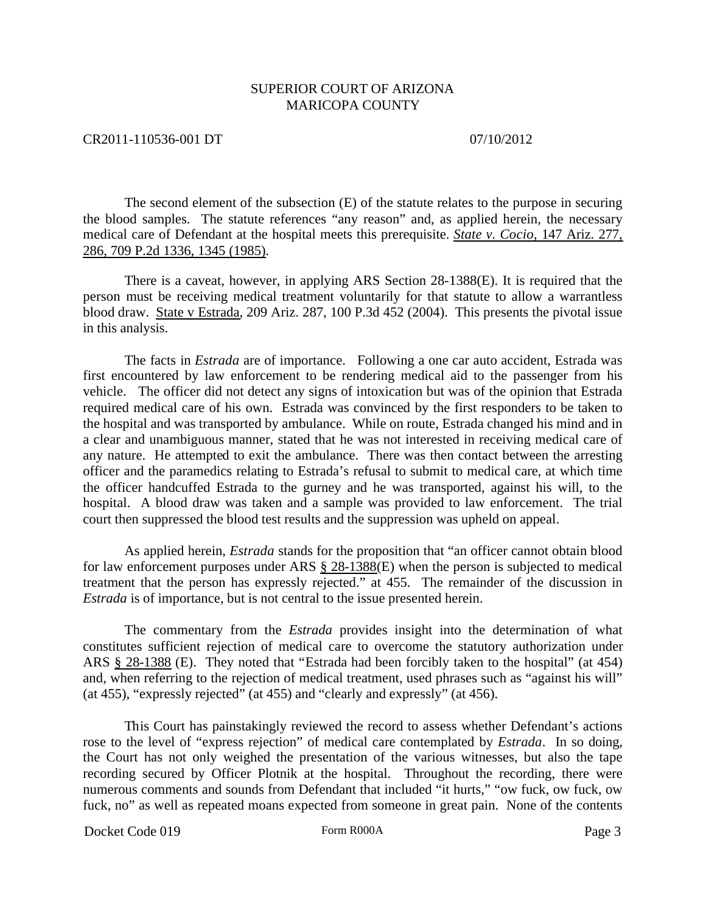The second element of the subsection (E) of the statute relates to the purpose in securing the blood samples. The statute references "any reason" and, as applied herein, the necessary medical care of Defendant at the hospital meets this prerequisite. *State v. Cocio*, 147 Ariz. 277, 286, 709 P.2d 1336, 1345 (1985).

There is a caveat, however, in applying ARS Section 28-1388(E). It is required that the person must be receiving medical treatment voluntarily for that statute to allow a warrantless blood draw. State v Estrada, 209 Ariz. 287, 100 P.3d 452 (2004). This presents the pivotal issue in this analysis.

The facts in *Estrada* are of importance. Following a one car auto accident, Estrada was first encountered by law enforcement to be rendering medical aid to the passenger from his vehicle. The officer did not detect any signs of intoxication but was of the opinion that Estrada required medical care of his own. Estrada was convinced by the first responders to be taken to the hospital and was transported by ambulance. While on route, Estrada changed his mind and in a clear and unambiguous manner, stated that he was not interested in receiving medical care of any nature. He attempted to exit the ambulance. There was then contact between the arresting officer and the paramedics relating to Estrada's refusal to submit to medical care, at which time the officer handcuffed Estrada to the gurney and he was transported, against his will, to the hospital. A blood draw was taken and a sample was provided to law enforcement. The trial court then suppressed the blood test results and the suppression was upheld on appeal.

As applied herein, *Estrada* stands for the proposition that "an officer cannot obtain blood for law enforcement purposes under ARS § 28-1388(E) when the person is subjected to medical treatment that the person has expressly rejected." at 455. The remainder of the discussion in *Estrada* is of importance, but is not central to the issue presented herein.

The commentary from the *Estrada* provides insight into the determination of what constitutes sufficient rejection of medical care to overcome the statutory authorization under ARS § 28-1388 (E). They noted that "Estrada had been forcibly taken to the hospital" (at 454) and, when referring to the rejection of medical treatment, used phrases such as "against his will" (at 455), "expressly rejected" (at 455) and "clearly and expressly" (at 456).

This Court has painstakingly reviewed the record to assess whether Defendant's actions rose to the level of "express rejection" of medical care contemplated by *Estrada*. In so doing, the Court has not only weighed the presentation of the various witnesses, but also the tape recording secured by Officer Plotnik at the hospital. Throughout the recording, there were numerous comments and sounds from Defendant that included "it hurts," "ow fuck, ow fuck, ow fuck, no" as well as repeated moans expected from someone in great pain. None of the contents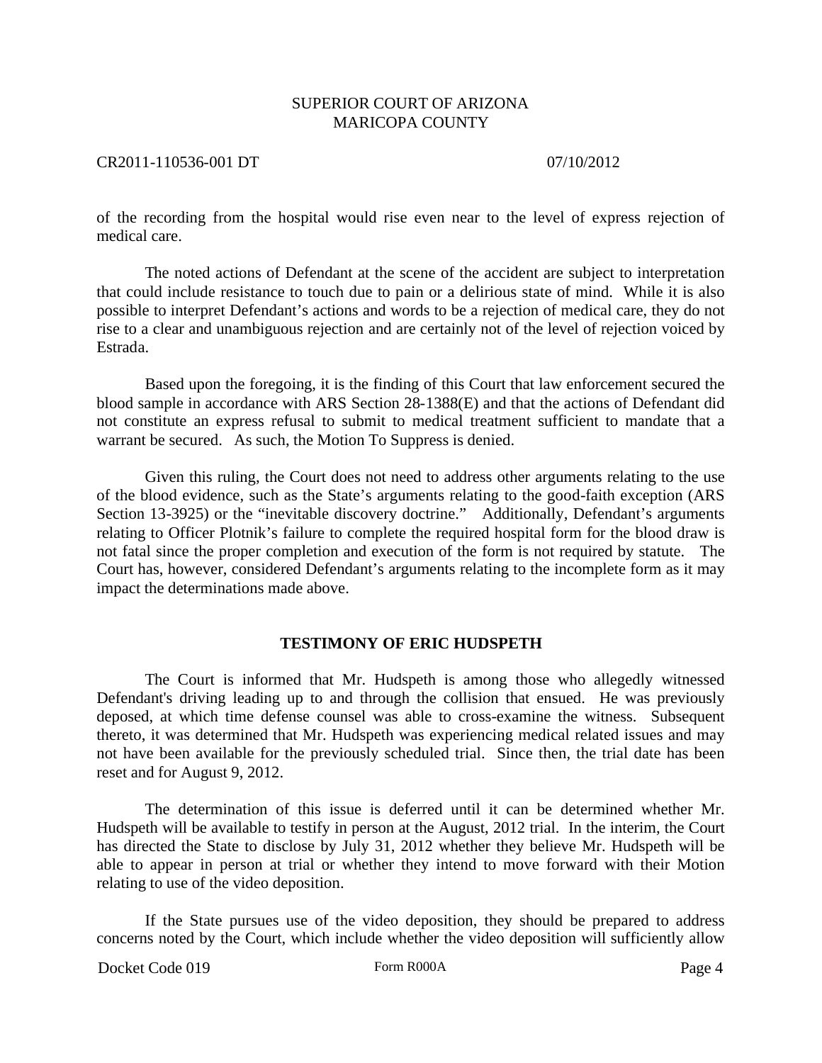of the recording from the hospital would rise even near to the level of express rejection of medical care.

The noted actions of Defendant at the scene of the accident are subject to interpretation that could include resistance to touch due to pain or a delirious state of mind. While it is also possible to interpret Defendant's actions and words to be a rejection of medical care, they do not rise to a clear and unambiguous rejection and are certainly not of the level of rejection voiced by Estrada.

Based upon the foregoing, it is the finding of this Court that law enforcement secured the blood sample in accordance with ARS Section 28-1388(E) and that the actions of Defendant did not constitute an express refusal to submit to medical treatment sufficient to mandate that a warrant be secured. As such, the Motion To Suppress is denied.

Given this ruling, the Court does not need to address other arguments relating to the use of the blood evidence, such as the State's arguments relating to the good-faith exception (ARS Section 13-3925) or the "inevitable discovery doctrine." Additionally, Defendant's arguments relating to Officer Plotnik's failure to complete the required hospital form for the blood draw is not fatal since the proper completion and execution of the form is not required by statute. The Court has, however, considered Defendant's arguments relating to the incomplete form as it may impact the determinations made above.

**TESTIMONY OF ERIC HUDSPETH**

The Court is informed that Mr. Hudspeth is among those who allegedly witnessed Defendant's driving leading up to and through the collision that ensued. He was previously deposed, at which time defense counsel was able to cross-examine the witness. Subsequent thereto, it was determined that Mr. Hudspeth was experiencing medical related issues and may not have been available for the previously scheduled trial. Since then, the trial date has been reset and for August 9, 2012.

The determination of this issue is deferred until it can be determined whether Mr. Hudspeth will be available to testify in person at the August, 2012 trial. In the interim, the Court has directed the State to disclose by July 31, 2012 whether they believe Mr. Hudspeth will be able to appear in person at trial or whether they intend to move forward with their Motion relating to use of the video deposition.

If the State pursues use of the video deposition, they should be prepared to address concerns noted by the Court, which include whether the video deposition will sufficiently allow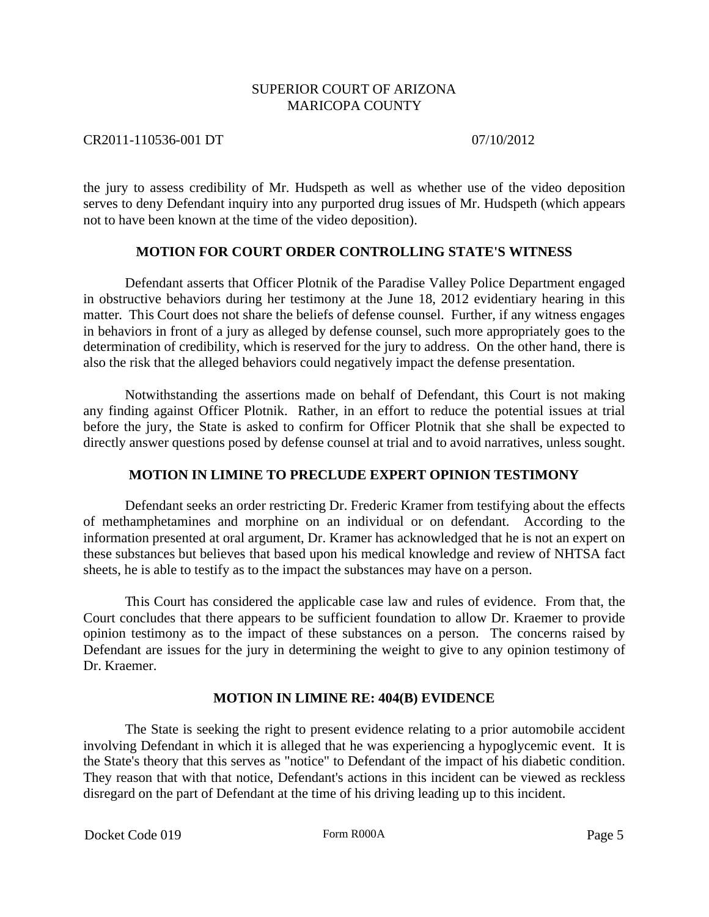the jury to assess credibility of Mr. Hudspeth as well as whether use of the video deposition serves to deny Defendant inquiry into any purported drug issues of Mr. Hudspeth (which appears not to have been known at the time of the video deposition).

## MOTION FOR COURT ORDER CONTROLLING STATE'S WITNESS

Defendant asserts that Officer Plotnik of the Paradise Valley Police Department engaged in obstructive behaviors during her testimony at the June 18, 2012 evidentiary hearing in this matter. This Court does not share the beliefs of defense counsel. Further, if any witness engages in behaviors in front of a jury as alleged by defense counsel, such more appropriately goes to the determination of credibility, which is reserved for the jury to address. On the other hand, there is also the risk that the alleged behaviors could negatively impact the defense presentation.

Notwithstanding the assertions made on behalf of Defendant, this Court is not making any finding against Officer Plotnik. Rather, in an effort to reduce the potential issues at trial before the jury, the State is asked to confirm for Officer Plotnik that she shall be expected to directly answer questions posed by defense counsel at trial and to avoid narratives, unless sought.

## MOTION IN LIMINE TO PRECLUDE EXPERT OPINION TESTIMONY

Defendant seeks an order restricting Dr. Frederic Kramer from testifying about the effects of methamphetamines and morphine on an individual or on defendant. According to the information presented at oral argument, Dr. Kramer has acknowledged that he is not an expert on these substances but believes that based upon his medical knowledge and review of NHTSA fact sheets, he is able to testify as to the impact the substances may have on a person.

This Court has considered the applicable case law and rules of evidence. From that, the Court concludes that there appears to be sufficient foundation to allow Dr. Kraemer to provide opinion testimony as to the impact of these substances on a person. The concerns raised by Defendant are issues for the jury in determining the weight to give to any opinion testimony of Dr. Kraemer.

## MOTION IN LIMINE RE: 404(B) EVIDENCE

The State is seeking the right to present evidence relating to a prior automobile accident involving Defendant in which it is alleged that he was experiencing a hypoglycemic event. It is the State's theory that this serves as "notice" to Defendant of the impact of his diabetic condition. They reason that with that notice, Defendant's actions in this incident can be viewed as reckless disregard on the part of Defendant at the time of his driving leading up to this incident.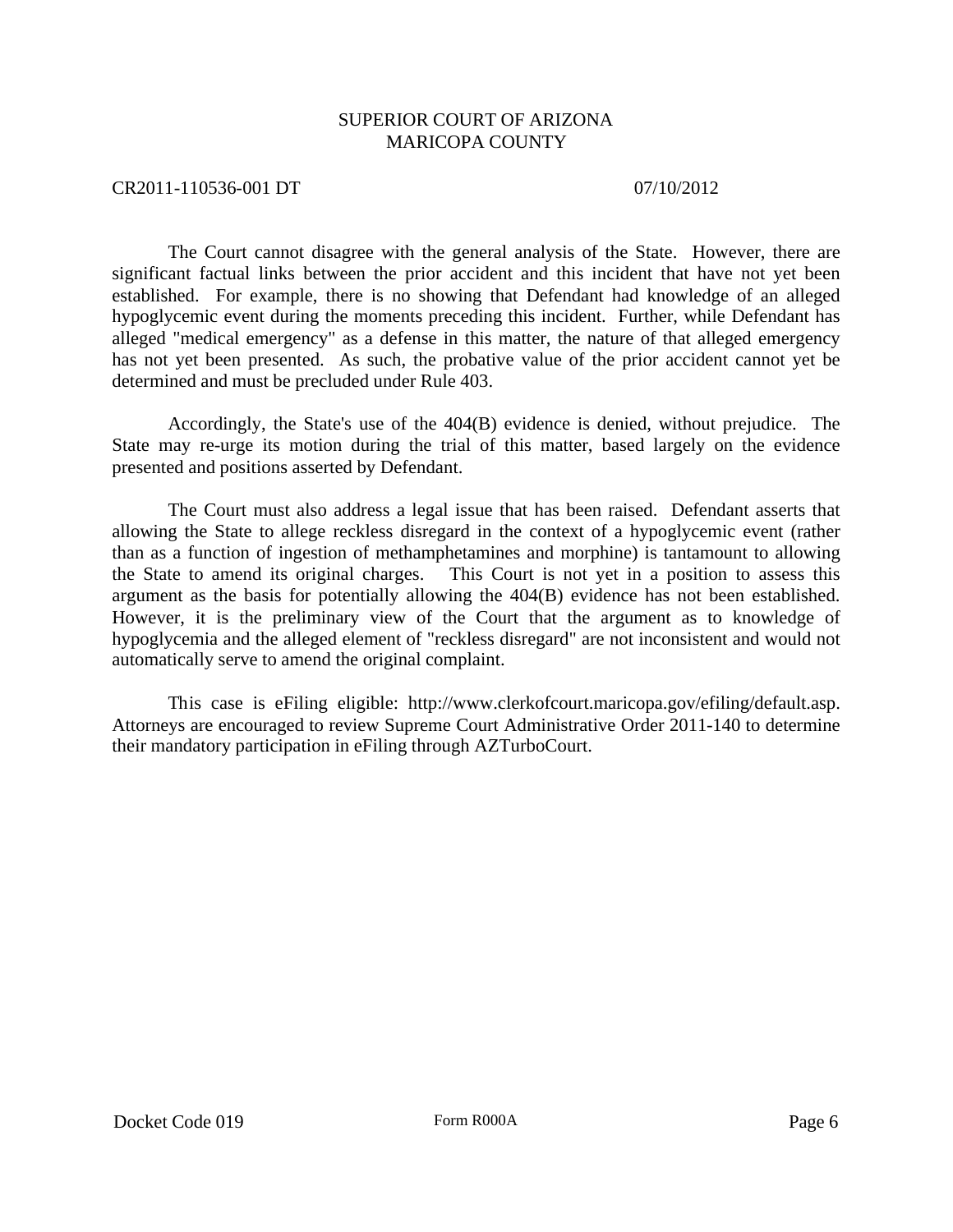The Court cannot disagree with the general analysis of the State. However, there are significant factual links between the prior accident and this incident that have not yet been established. For example, there is no showing that Defendant had knowledge of an alleged hypoglycemic event during the moments preceding this incident. Further, while Defendant has alleged "medical emergency" as a defense in this matter, the nature of that alleged emergency has not yet been presented. As such, the probative value of the prior accident cannot yet be determined and must be precluded under Rule 403.

Accordingly, the State's use of the 404(B) evidence is denied, without prejudice. The State may re-urge its motion during the trial of this matter, based largely on the evidence presented and positions asserted by Defendant.

The Court must also address a legal issue that has been raised. Defendant asserts that allowing the State to allege reckless disregard in the context of a hypoglycemic event (rather than as a function of ingestion of methamphetamines and morphine) is tantamount to allowing the State to amend its original charges. This Court is not yet in a position to assess this argument as the basis for potentially allowing the 404(B) evidence has not been established. However, it is the preliminary view of the Court that the argument as to knowledge of hypoglycemia and the alleged element of "reckless disregard" are not inconsistent and would not automatically serve to amend the original complaint.

This case is eFiling eligible: http://www.clerkofcourt.maricopa.gov/efiling/default.asp. Attorneys are encouraged to review Supreme Court Administrative Order 2011-140 to determine their mandatory participation in eFiling through AZTurboCourt.